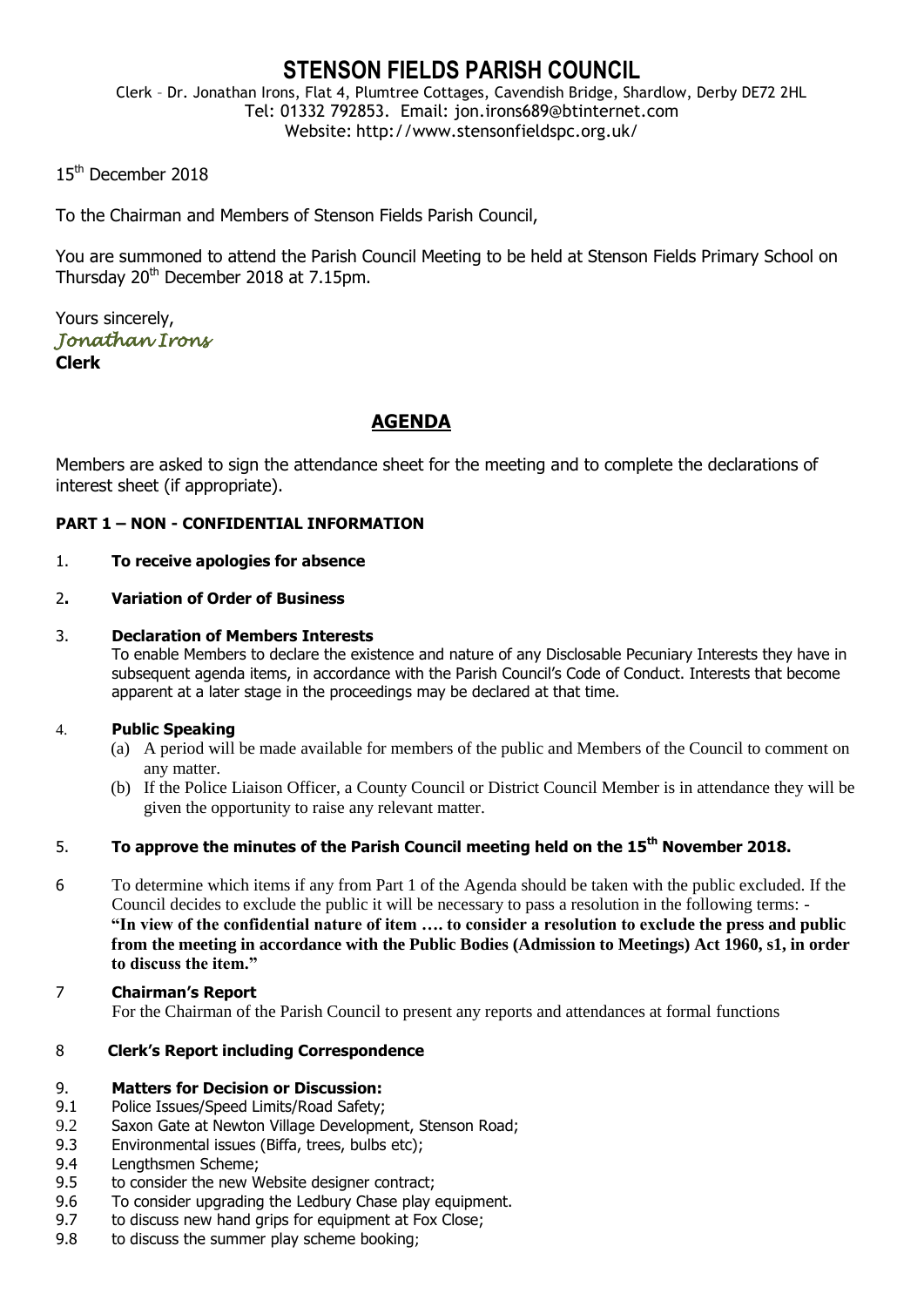# STENSON FIELDS PARISH COUNCIL

Clerk – Dr. Jonathan Irons, Flat 4, Plumtree Cottages, Cavendish Bridge, Shardlow, Derby DE72 2HL
Tel: 01332 792853. Email: jon.irons689@btinternet.com
Website: http://www.stensonfieldspc.org.uk/

15th December 2018

To the Chairman and Members of Stenson Fields Parish Council,

You are summoned to attend the Parish Council Meeting to be held at Stenson Fields Primary School on Thursday 20th December 2018 at 7.15pm.

Yours sincerely,
*Jonathan Irons*
**Clerk**

## AGENDA

Members are asked to sign the attendance sheet for the meeting and to complete the declarations of interest sheet (if appropriate).

**PART 1 – NON - CONFIDENTIAL INFORMATION**

1. **To receive apologies for absence**

2. **Variation of Order of Business**

3. **Declaration of Members Interests**
   To enable Members to declare the existence and nature of any Disclosable Pecuniary Interests they have in subsequent agenda items, in accordance with the Parish Council's Code of Conduct. Interests that become apparent at a later stage in the proceedings may be declared at that time.

4. **Public Speaking**
   (a) A period will be made available for members of the public and Members of the Council to comment on any matter.
   (b) If the Police Liaison Officer, a County Council or District Council Member is in attendance they will be given the opportunity to raise any relevant matter.

5. **To approve the minutes of the Parish Council meeting held on the 15th November 2018.**

6. To determine which items if any from Part 1 of the Agenda should be taken with the public excluded. If the Council decides to exclude the public it will be necessary to pass a resolution in the following terms: - **"In view of the confidential nature of item …. to consider a resolution to exclude the press and public from the meeting in accordance with the Public Bodies (Admission to Meetings) Act 1960, s1, in order to discuss the item."**

7. **Chairman's Report**
   For the Chairman of the Parish Council to present any reports and attendances at formal functions

8. **Clerk's Report including Correspondence**

9. **Matters for Decision or Discussion:**
   - 9.1 Police Issues/Speed Limits/Road Safety;
   - 9.2 Saxon Gate at Newton Village Development, Stenson Road;
   - 9.3 Environmental issues (Biffa, trees, bulbs etc);
   - 9.4 Lengthsmen Scheme;
   - 9.5 to consider the new Website designer contract;
   - 9.6 To consider upgrading the Ledbury Chase play equipment.
   - 9.7 to discuss new hand grips for equipment at Fox Close;
   - 9.8 to discuss the summer play scheme booking;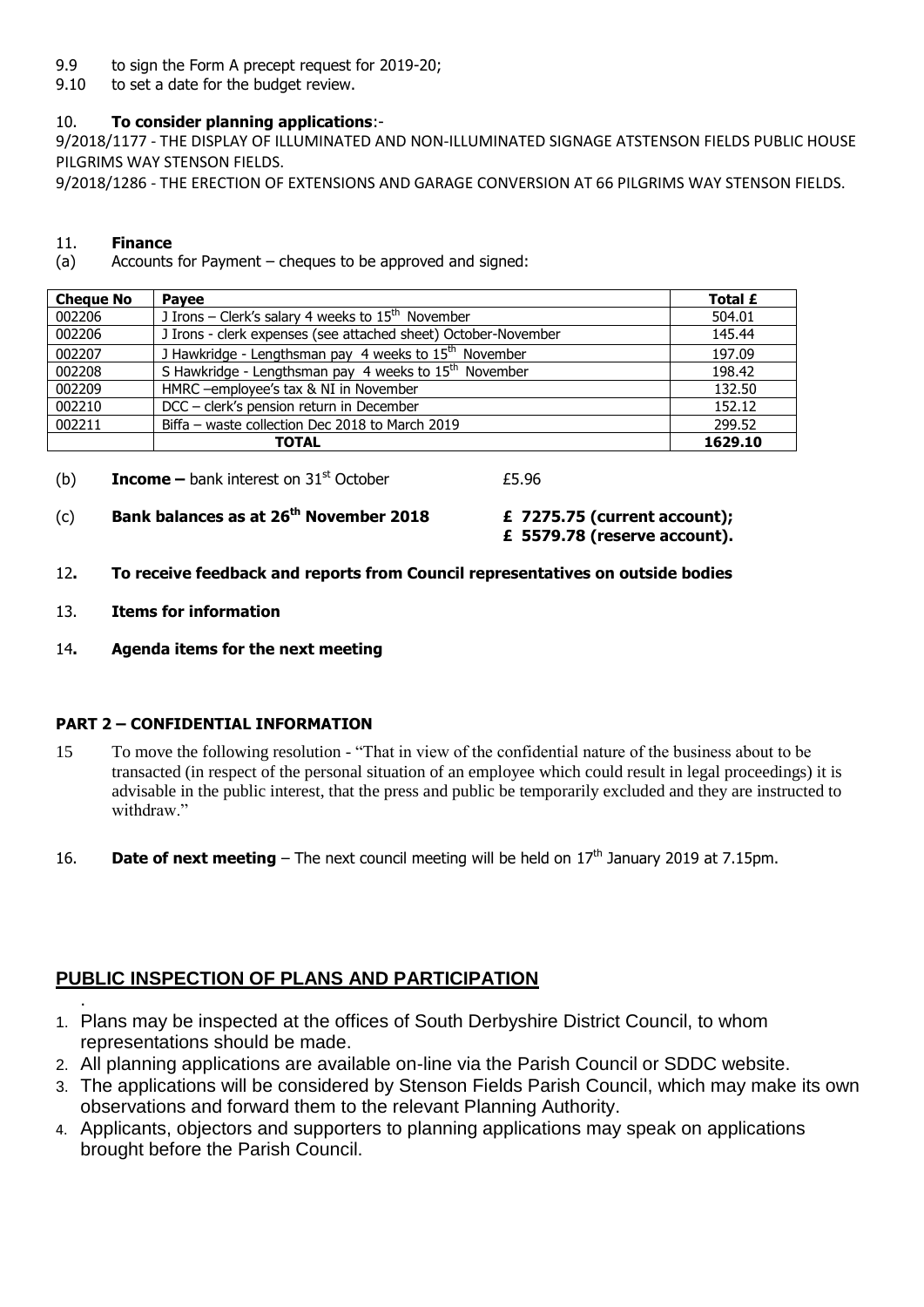9.9 to sign the Form A precept request for 2019-20;
9.10 to set a date for the budget review.

10. **To consider planning applications**:-

9/2018/1177 - THE DISPLAY OF ILLUMINATED AND NON-ILLUMINATED SIGNAGE ATSTENSON FIELDS PUBLIC HOUSE PILGRIMS WAY STENSON FIELDS.

9/2018/1286 - THE ERECTION OF EXTENSIONS AND GARAGE CONVERSION AT 66 PILGRIMS WAY STENSON FIELDS.

11. **Finance**

(a) Accounts for Payment – cheques to be approved and signed:

| Cheque No | Payee | Total £ |
|---|---|---|
| 002206 | J Irons – Clerk's salary 4 weeks to 15th November | 504.01 |
| 002206 | J Irons - clerk expenses (see attached sheet) October-November | 145.44 |
| 002207 | J Hawkridge - Lengthsman pay 4 weeks to 15th November | 197.09 |
| 002208 | S Hawkridge - Lengthsman pay 4 weeks to 15th November | 198.42 |
| 002209 | HMRC –employee's tax & NI in November | 132.50 |
| 002210 | DCC – clerk's pension return in December | 152.12 |
| 002211 | Biffa – waste collection Dec 2018 to March 2019 | 299.52 |
| | **TOTAL** | **1629.10** |

(b) **Income –** bank interest on 31st October £5.96

(c) **Bank balances as at 26th November 2018** **£ 7275.75 (current account);**
**£ 5579.78 (reserve account).**

12**. To receive feedback and reports from Council representatives on outside bodies**

13. **Items for information**

14**. Agenda items for the next meeting**

**PART 2 – CONFIDENTIAL INFORMATION**

15 To move the following resolution - "That in view of the confidential nature of the business about to be transacted (in respect of the personal situation of an employee which could result in legal proceedings) it is advisable in the public interest, that the press and public be temporarily excluded and they are instructed to withdraw."

16. **Date of next meeting** – The next council meeting will be held on 17th January 2019 at 7.15pm.

## PUBLIC INSPECTION OF PLANS AND PARTICIPATION

1. Plans may be inspected at the offices of South Derbyshire District Council, to whom representations should be made.
2. All planning applications are available on-line via the Parish Council or SDDC website.
3. The applications will be considered by Stenson Fields Parish Council, which may make its own observations and forward them to the relevant Planning Authority.
4. Applicants, objectors and supporters to planning applications may speak on applications brought before the Parish Council.